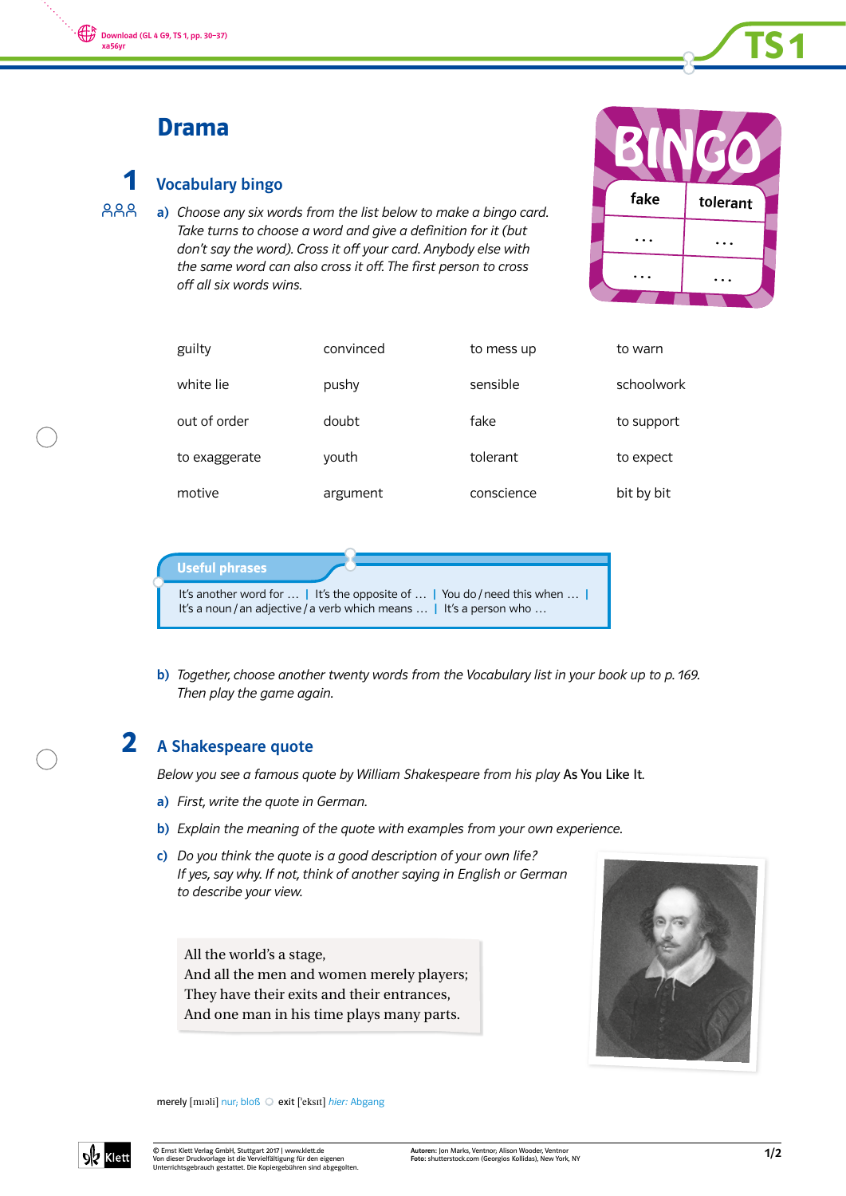# Drama

## 1 Vocabulary bingo

**a)** *Choose any six words from the list below to make a bingo card. Take turns to choose a word and give a definition for it (but don't say the word). Cross it off your card. Anybody else with the same word can also cross it off. The first person to cross off all six words wins.*

BINGO

| fake | tolerant |
|---|---|
| … | … |
| … | … |

| | | | |
|---|---|---|---|
| guilty | convinced | to mess up | to warn |
| white lie | pushy | sensible | schoolwork |
| out of order | doubt | fake | to support |
| to exaggerate | youth | tolerant | to expect |
| motive | argument | conscience | bit by bit |

**Useful phrases**

It's another word for … | It's the opposite of … | You do / need this when … | It's a noun / an adjective / a verb which means … | It's a person who …

**b)** *Together, choose another twenty words from the Vocabulary list in your book up to p. 169. Then play the game again.*

## 2 A Shakespeare quote

*Below you see a famous quote by William Shakespeare from his play* As You Like It.

**a)** *First, write the quote in German.*

**b)** *Explain the meaning of the quote with examples from your own experience.*

**c)** *Do you think the quote is a good description of your own life? If yes, say why. If not, think of another saying in English or German to describe your view.*

All the world's a stage,
And all the men and women merely players;
They have their exits and their entrances,
And one man in his time plays many parts.

merely [mɪəli] nur; bloß ○ exit [ˈeksɪt] *hier:* Abgang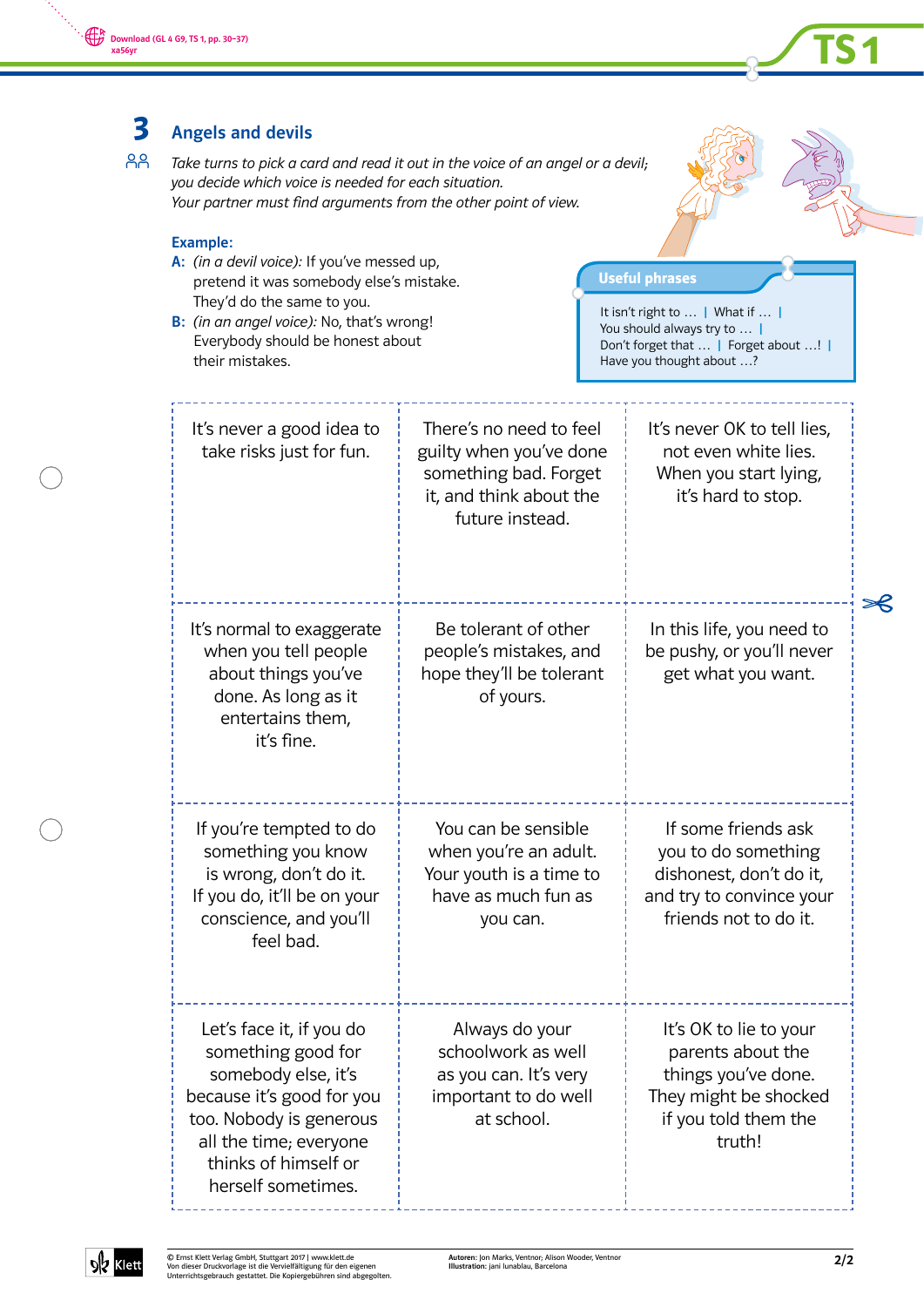## 3 Angels and devils

*Take turns to pick a card and read it out in the voice of an angel or a devil; you decide which voice is needed for each situation. Your partner must find arguments from the other point of view.*

**Example:**

**A:** *(in a devil voice):* If you've messed up, pretend it was somebody else's mistake. They'd do the same to you.

**B:** *(in an angel voice):* No, that's wrong! Everybody should be honest about their mistakes.

**Useful phrases**

It isn't right to … | What if … | You should always try to … | Don't forget that … | Forget about …! | Have you thought about …?

| | | |
|---|---|---|
| It's never a good idea to take risks just for fun. | There's no need to feel guilty when you've done something bad. Forget it, and think about the future instead. | It's never OK to tell lies, not even white lies. When you start lying, it's hard to stop. |
| It's normal to exaggerate when you tell people about things you've done. As long as it entertains them, it's fine. | Be tolerant of other people's mistakes, and hope they'll be tolerant of yours. | In this life, you need to be pushy, or you'll never get what you want. |
| If you're tempted to do something you know is wrong, don't do it. If you do, it'll be on your conscience, and you'll feel bad. | You can be sensible when you're an adult. Your youth is a time to have as much fun as you can. | If some friends ask you to do something dishonest, don't do it, and try to convince your friends not to do it. |
| Let's face it, if you do something good for somebody else, it's because it's good for you too. Nobody is generous all the time; everyone thinks of himself or herself sometimes. | Always do your schoolwork as well as you can. It's very important to do well at school. | It's OK to lie to your parents about the things you've done. They might be shocked if you told them the truth! |